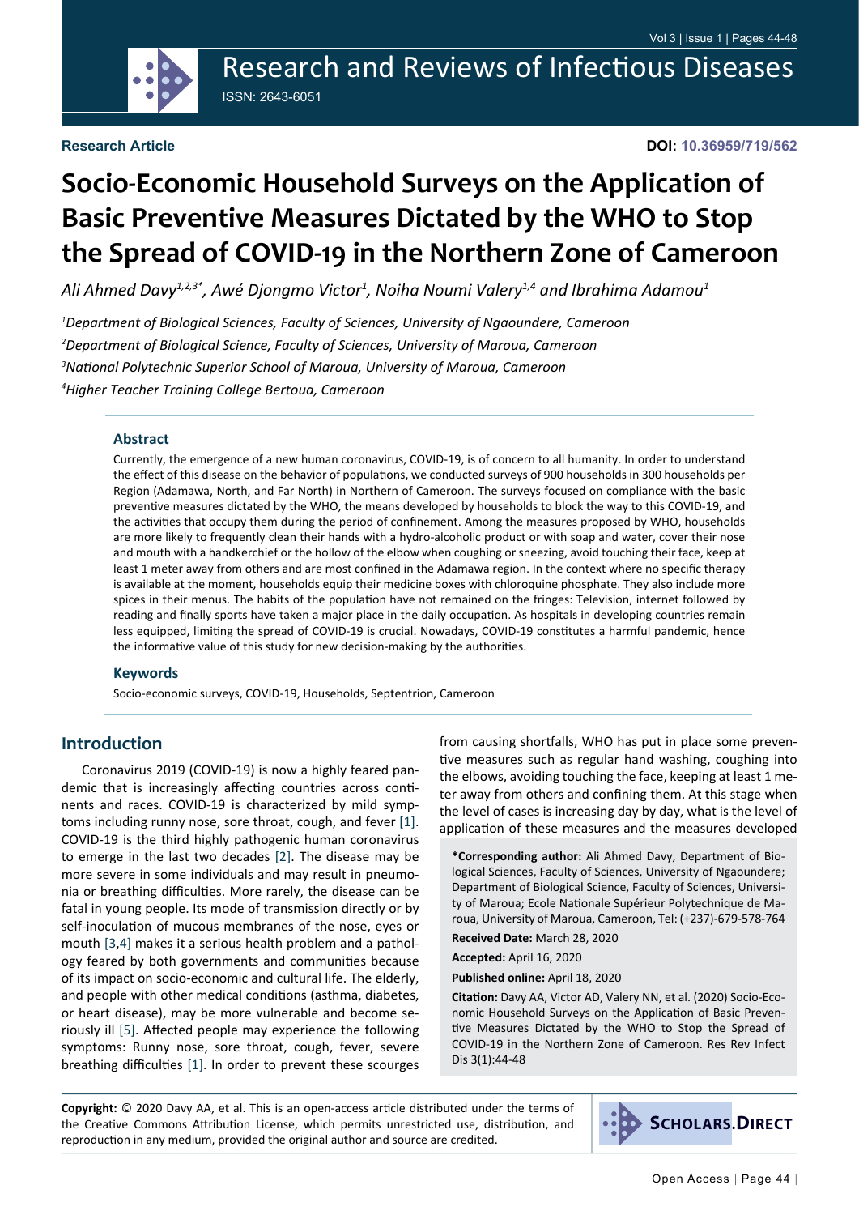Research and Reviews of Infectious Diseases

ISSN: 2643-6051

**Research Article**

**DOI: 10.36959/719/562**

# Socio-Economic Household Surveys on the Application of Basic Preventive Measures Dictated by the WHO to Stop the Spread of COVID-19 in the Northern Zone of Cameroon

*Ali Ahmed Davy[1,2,3*], Awé Djongmo Victor[1], Noiha Noumi Valery[1,4] and Ibrahima Adamou[1]*

*[1]Department of Biological Sciences, Faculty of Sciences, University of Ngaoundere, Cameroon*

*[2]Department of Biological Science, Faculty of Sciences, University of Maroua, Cameroon*

*[3]National Polytechnic Superior School of Maroua, University of Maroua, Cameroon*

*[4]Higher Teacher Training College Bertoua, Cameroon*

### Abstract

Currently, the emergence of a new human coronavirus, COVID-19, is of concern to all humanity. In order to understand the effect of this disease on the behavior of populations, we conducted surveys of 900 households in 300 households per Region (Adamawa, North, and Far North) in Northern of Cameroon. The surveys focused on compliance with the basic preventive measures dictated by the WHO, the means developed by households to block the way to this COVID-19, and the activities that occupy them during the period of confinement. Among the measures proposed by WHO, households are more likely to frequently clean their hands with a hydro-alcoholic product or with soap and water, cover their nose and mouth with a handkerchief or the hollow of the elbow when coughing or sneezing, avoid touching their face, keep at least 1 meter away from others and are most confined in the Adamawa region. In the context where no specific therapy is available at the moment, households equip their medicine boxes with chloroquine phosphate. They also include more spices in their menus. The habits of the population have not remained on the fringes: Television, internet followed by reading and finally sports have taken a major place in the daily occupation. As hospitals in developing countries remain less equipped, limiting the spread of COVID-19 is crucial. Nowadays, COVID-19 constitutes a harmful pandemic, hence the informative value of this study for new decision-making by the authorities.

### Keywords

Socio-economic surveys, COVID-19, Households, Septentrion, Cameroon

## Introduction

Coronavirus 2019 (COVID-19) is now a highly feared pandemic that is increasingly affecting countries across continents and races. COVID-19 is characterized by mild symptoms including runny nose, sore throat, cough, and fever [1]. COVID-19 is the third highly pathogenic human coronavirus to emerge in the last two decades [2]. The disease may be more severe in some individuals and may result in pneumonia or breathing difficulties. More rarely, the disease can be fatal in young people. Its mode of transmission directly or by self-inoculation of mucous membranes of the nose, eyes or mouth [3,4] makes it a serious health problem and a pathology feared by both governments and communities because of its impact on socio-economic and cultural life. The elderly, and people with other medical conditions (asthma, diabetes, or heart disease), may be more vulnerable and become seriously ill [5]. Affected people may experience the following symptoms: Runny nose, sore throat, cough, fever, severe breathing difficulties [1]. In order to prevent these scourges from causing shortfalls, WHO has put in place some preventive measures such as regular hand washing, coughing into the elbows, avoiding touching the face, keeping at least 1 meter away from others and confining them. At this stage when the level of cases is increasing day by day, what is the level of application of these measures and the measures developed

**\*Corresponding author:** Ali Ahmed Davy, Department of Biological Sciences, Faculty of Sciences, University of Ngaoundere; Department of Biological Science, Faculty of Sciences, University of Maroua; Ecole Nationale Supérieur Polytechnique de Maroua, University of Maroua, Cameroon, Tel: (+237)-679-578-764

**Received Date:** March 28, 2020

**Accepted:** April 16, 2020

**Published online:** April 18, 2020

**Citation:** Davy AA, Victor AD, Valery NN, et al. (2020) Socio-Economic Household Surveys on the Application of Basic Preventive Measures Dictated by the WHO to Stop the Spread of COVID-19 in the Northern Zone of Cameroon. Res Rev Infect Dis 3(1):44-48

**Copyright:** © 2020 Davy AA, et al. This is an open-access article distributed under the terms of the Creative Commons Attribution License, which permits unrestricted use, distribution, and reproduction in any medium, provided the original author and source are credited.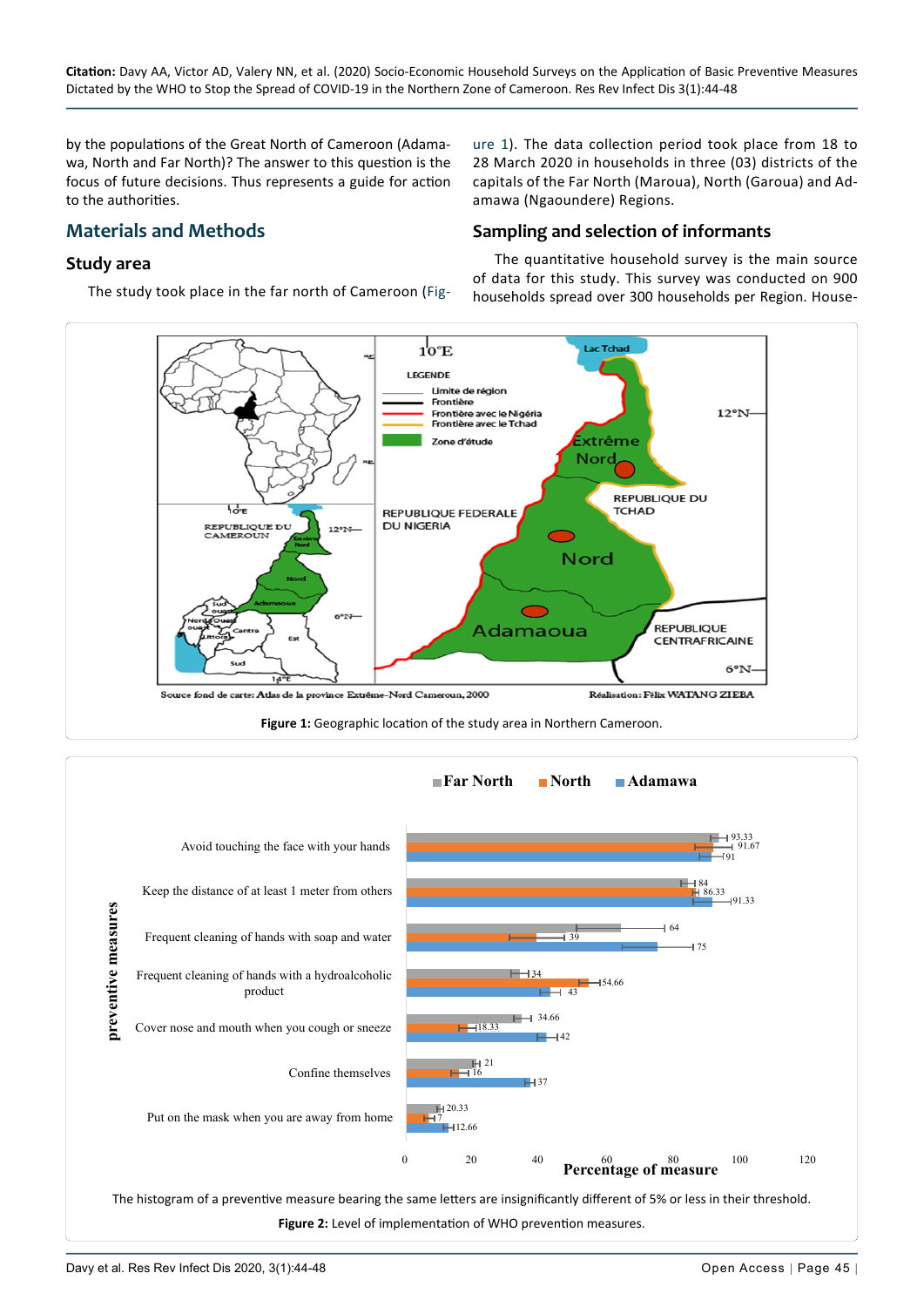by the populations of the Great North of Cameroon (Adamawa, North and Far North)? The answer to this question is the focus of future decisions. Thus represents a guide for action to the authorities.

## Materials and Methods

### Study area

The study took place in the far north of Cameroon (Figure 1). The data collection period took place from 18 to 28 March 2020 in households in three (03) districts of the capitals of the Far North (Maroua), North (Garoua) and Adamawa (Ngaoundere) Regions.

### Sampling and selection of informants

The quantitative household survey is the main source of data for this study. This survey was conducted on 900 households spread over 300 households per Region. House-

**Figure 1:** Geographic location of the study area in Northern Cameroon.

The histogram of a preventive measure bearing the same letters are insignificantly different of 5% or less in their threshold.

**Figure 2:** Level of implementation of WHO prevention measures.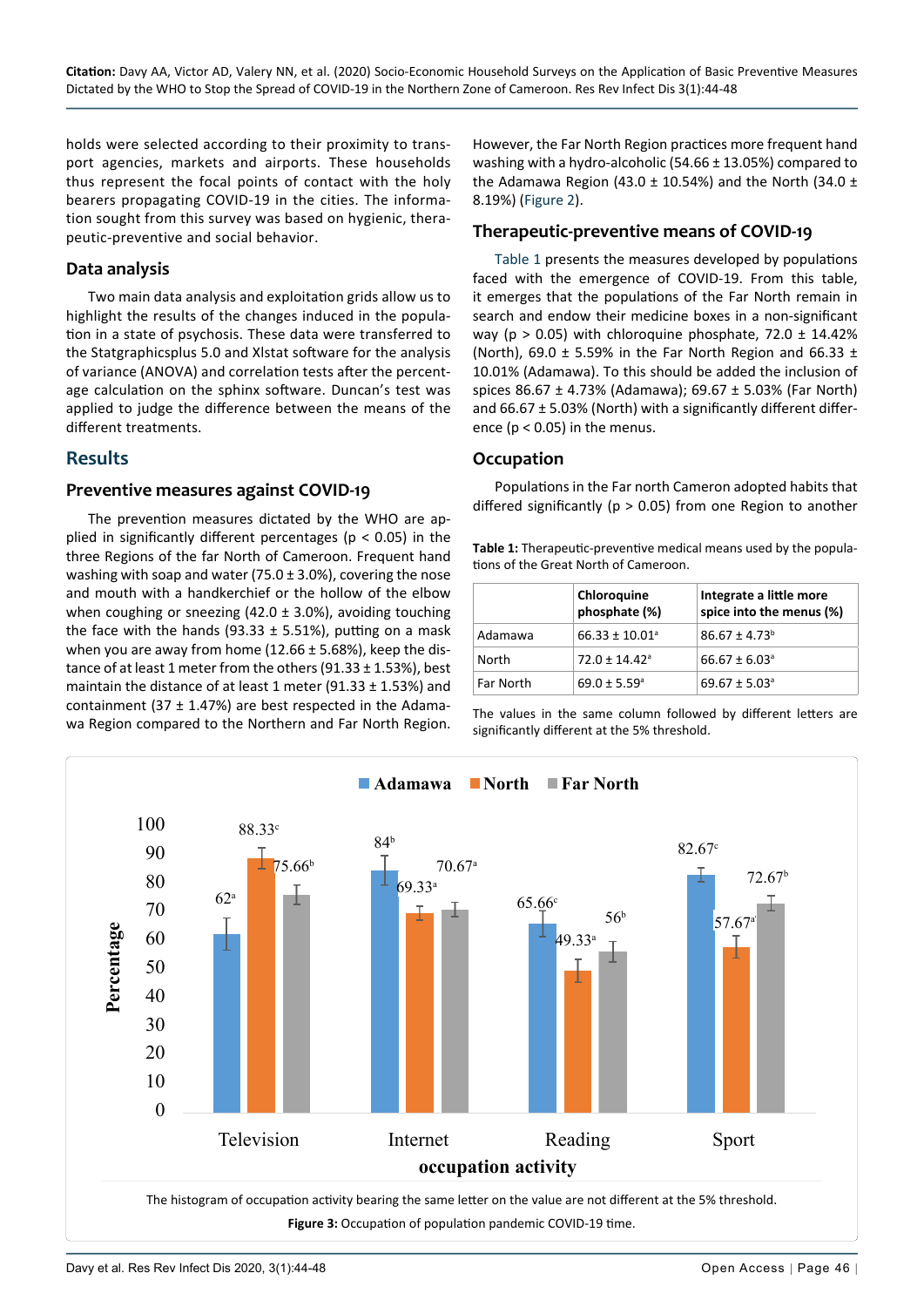holds were selected according to their proximity to transport agencies, markets and airports. These households thus represent the focal points of contact with the holy bearers propagating COVID-19 in the cities. The information sought from this survey was based on hygienic, therapeutic-preventive and social behavior.

## Data analysis

Two main data analysis and exploitation grids allow us to highlight the results of the changes induced in the population in a state of psychosis. These data were transferred to the Statgraphicsplus 5.0 and Xlstat software for the analysis of variance (ANOVA) and correlation tests after the percentage calculation on the sphinx software. Duncan's test was applied to judge the difference between the means of the different treatments.

# Results

## Preventive measures against COVID-19

The prevention measures dictated by the WHO are applied in significantly different percentages ($p < 0.05$) in the three Regions of the far North of Cameroon. Frequent hand washing with soap and water (75.0 ± 3.0%), covering the nose and mouth with a handkerchief or the hollow of the elbow when coughing or sneezing (42.0 ± 3.0%), avoiding touching the face with the hands (93.33 ± 5.51%), putting on a mask when you are away from home (12.66 ± 5.68%), keep the distance of at least 1 meter from the others (91.33 ± 1.53%), best maintain the distance of at least 1 meter (91.33 ± 1.53%) and containment (37 ± 1.47%) are best respected in the Adamawa Region compared to the Northern and Far North Region. However, the Far North Region practices more frequent hand washing with a hydro-alcoholic (54.66 ± 13.05%) compared to the Adamawa Region (43.0 ± 10.54%) and the North (34.0 ± 8.19%) (Figure 2).

## Therapeutic-preventive means of COVID-19

Table 1 presents the measures developed by populations faced with the emergence of COVID-19. From this table, it emerges that the populations of the Far North remain in search and endow their medicine boxes in a non-significant way ($p > 0.05$) with chloroquine phosphate, 72.0 ± 14.42% (North), 69.0 ± 5.59% in the Far North Region and 66.33 ± 10.01% (Adamawa). To this should be added the inclusion of spices 86.67 ± 4.73% (Adamawa); 69.67 ± 5.03% (Far North) and 66.67 ± 5.03% (North) with a significantly different difference ($p < 0.05$) in the menus.

## Occupation

Populations in the Far north Cameroon adopted habits that differed significantly ($p > 0.05$) from one Region to another

**Table 1:** Therapeutic-preventive medical means used by the populations of the Great North of Cameroon.

| | Chloroquine phosphate (%) | Integrate a little more spice into the menus (%) |
|---|---|---|
| Adamawa | 66.33 ± 10.01[a] | 86.67 ± 4.73[b] |
| North | 72.0 ± 14.42[a] | 66.67 ± 6.03[a] |
| Far North | 69.0 ± 5.59[a] | 69.67 ± 5.03[a] |

The values in the same column followed by different letters are significantly different at the 5% threshold.

| Occupation activity | Adamawa (%) | North (%) | Far North (%) |
|---|---|---|---|
| Television | 62[a] | 88.33[c] | 75.66[b] |
| Internet | 84[b] | 69.33[a] | 70.67[a] |
| Reading | 65.66[c] | 49.33[a] | 56[b] |
| Sport | 82.67[c] | 57.67[a] | 72.67[b] |

The histogram of occupation activity bearing the same letter on the value are not different at the 5% threshold.

**Figure 3:** Occupation of population pandemic COVID-19 time.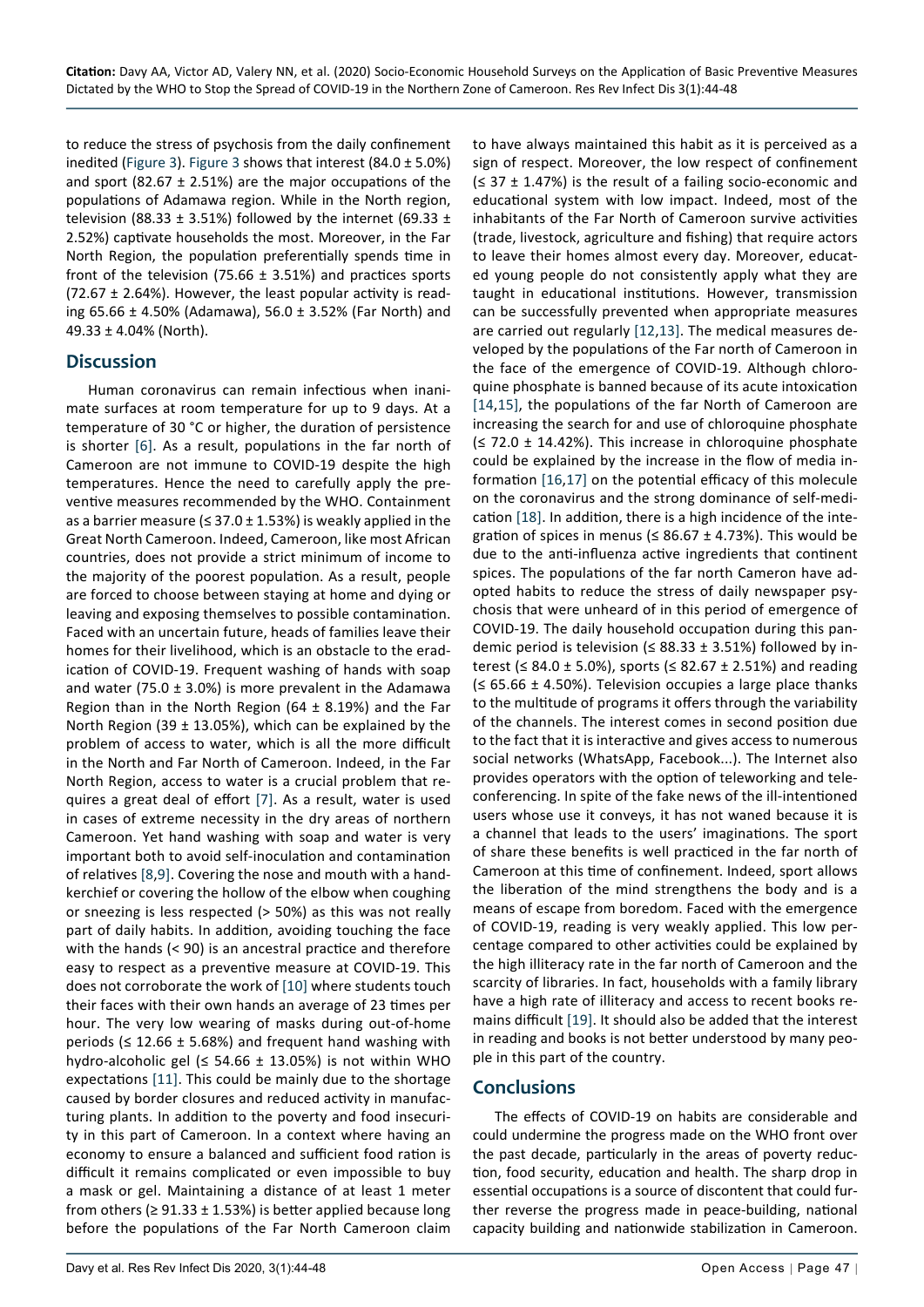to reduce the stress of psychosis from the daily confinement inedited (Figure 3). Figure 3 shows that interest (84.0 ± 5.0%) and sport (82.67 ± 2.51%) are the major occupations of the populations of Adamawa region. While in the North region, television (88.33 ± 3.51%) followed by the internet (69.33 ± 2.52%) captivate households the most. Moreover, in the Far North Region, the population preferentially spends time in front of the television (75.66 ± 3.51%) and practices sports (72.67 ± 2.64%). However, the least popular activity is reading 65.66 ± 4.50% (Adamawa), 56.0 ± 3.52% (Far North) and 49.33 ± 4.04% (North).

## Discussion

Human coronavirus can remain infectious when inanimate surfaces at room temperature for up to 9 days. At a temperature of 30 °C or higher, the duration of persistence is shorter [6]. As a result, populations in the far north of Cameroon are not immune to COVID-19 despite the high temperatures. Hence the need to carefully apply the preventive measures recommended by the WHO. Containment as a barrier measure (≤ 37.0 ± 1.53%) is weakly applied in the Great North Cameroon. Indeed, Cameroon, like most African countries, does not provide a strict minimum of income to the majority of the poorest population. As a result, people are forced to choose between staying at home and dying or leaving and exposing themselves to possible contamination. Faced with an uncertain future, heads of families leave their homes for their livelihood, which is an obstacle to the eradication of COVID-19. Frequent washing of hands with soap and water (75.0 ± 3.0%) is more prevalent in the Adamawa Region than in the North Region (64 ± 8.19%) and the Far North Region (39 ± 13.05%), which can be explained by the problem of access to water, which is all the more difficult in the North and Far North of Cameroon. Indeed, in the Far North Region, access to water is a crucial problem that requires a great deal of effort [7]. As a result, water is used in cases of extreme necessity in the dry areas of northern Cameroon. Yet hand washing with soap and water is very important both to avoid self-inoculation and contamination of relatives [8,9]. Covering the nose and mouth with a handkerchief or covering the hollow of the elbow when coughing or sneezing is less respected (> 50%) as this was not really part of daily habits. In addition, avoiding touching the face with the hands (< 90) is an ancestral practice and therefore easy to respect as a preventive measure at COVID-19. This does not corroborate the work of [10] where students touch their faces with their own hands an average of 23 times per hour. The very low wearing of masks during out-of-home periods (≤ 12.66 ± 5.68%) and frequent hand washing with hydro-alcoholic gel (≤ 54.66 ± 13.05%) is not within WHO expectations [11]. This could be mainly due to the shortage caused by border closures and reduced activity in manufacturing plants. In addition to the poverty and food insecurity in this part of Cameroon. In a context where having an economy to ensure a balanced and sufficient food ration is difficult it remains complicated or even impossible to buy a mask or gel. Maintaining a distance of at least 1 meter from others (≥ 91.33 ± 1.53%) is better applied because long before the populations of the Far North Cameroon claim to have always maintained this habit as it is perceived as a sign of respect. Moreover, the low respect of confinement (≤ 37 ± 1.47%) is the result of a failing socio-economic and educational system with low impact. Indeed, most of the inhabitants of the Far North of Cameroon survive activities (trade, livestock, agriculture and fishing) that require actors to leave their homes almost every day. Moreover, educated young people do not consistently apply what they are taught in educational institutions. However, transmission can be successfully prevented when appropriate measures are carried out regularly [12,13]. The medical measures developed by the populations of the Far north of Cameroon in the face of the emergence of COVID-19. Although chloroquine phosphate is banned because of its acute intoxication [14,15], the populations of the far North of Cameroon are increasing the search for and use of chloroquine phosphate (≤ 72.0 ± 14.42%). This increase in chloroquine phosphate could be explained by the increase in the flow of media information [16,17] on the potential efficacy of this molecule on the coronavirus and the strong dominance of self-medication [18]. In addition, there is a high incidence of the integration of spices in menus (≤ 86.67 ± 4.73%). This would be due to the anti-influenza active ingredients that continent spices. The populations of the far north Cameron have adopted habits to reduce the stress of daily newspaper psychosis that were unheard of in this period of emergence of COVID-19. The daily household occupation during this pandemic period is television (≤ 88.33 ± 3.51%) followed by interest (≤ 84.0 ± 5.0%), sports (≤ 82.67 ± 2.51%) and reading (≤ 65.66 ± 4.50%). Television occupies a large place thanks to the multitude of programs it offers through the variability of the channels. The interest comes in second position due to the fact that it is interactive and gives access to numerous social networks (WhatsApp, Facebook...). The Internet also provides operators with the option of teleworking and teleconferencing. In spite of the fake news of the ill-intentioned users whose use it conveys, it has not waned because it is a channel that leads to the users' imaginations. The sport of share these benefits is well practiced in the far north of Cameroon at this time of confinement. Indeed, sport allows the liberation of the mind strengthens the body and is a means of escape from boredom. Faced with the emergence of COVID-19, reading is very weakly applied. This low percentage compared to other activities could be explained by the high illiteracy rate in the far north of Cameroon and the scarcity of libraries. In fact, households with a family library have a high rate of illiteracy and access to recent books remains difficult [19]. It should also be added that the interest in reading and books is not better understood by many people in this part of the country.

## Conclusions

The effects of COVID-19 on habits are considerable and could undermine the progress made on the WHO front over the past decade, particularly in the areas of poverty reduction, food security, education and health. The sharp drop in essential occupations is a source of discontent that could further reverse the progress made in peace-building, national capacity building and nationwide stabilization in Cameroon.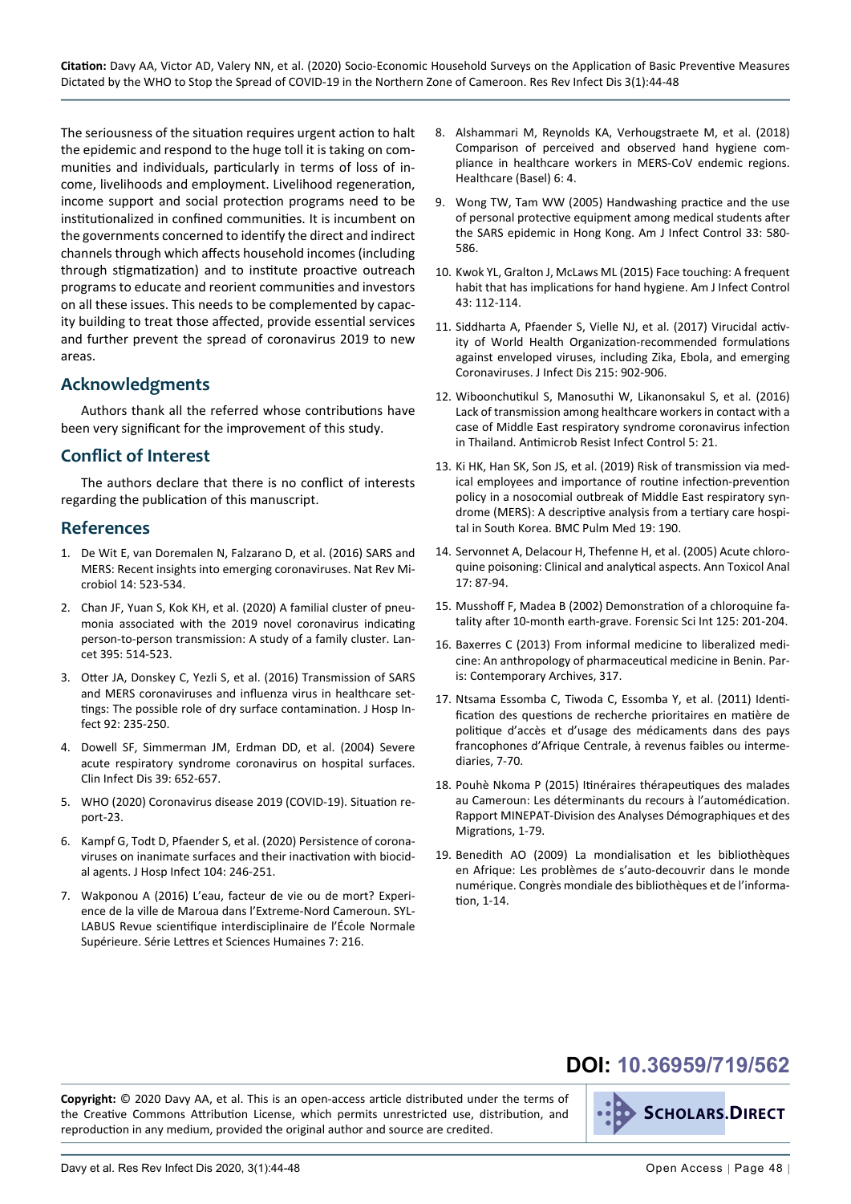The seriousness of the situation requires urgent action to halt the epidemic and respond to the huge toll it is taking on communities and individuals, particularly in terms of loss of income, livelihoods and employment. Livelihood regeneration, income support and social protection programs need to be institutionalized in confined communities. It is incumbent on the governments concerned to identify the direct and indirect channels through which affects household incomes (including through stigmatization) and to institute proactive outreach programs to educate and reorient communities and investors on all these issues. This needs to be complemented by capacity building to treat those affected, provide essential services and further prevent the spread of coronavirus 2019 to new areas.

## Acknowledgments

Authors thank all the referred whose contributions have been very significant for the improvement of this study.

## Conflict of Interest

The authors declare that there is no conflict of interests regarding the publication of this manuscript.

## References

1. De Wit E, van Doremalen N, Falzarano D, et al. (2016) SARS and MERS: Recent insights into emerging coronaviruses. Nat Rev Microbiol 14: 523-534.
2. Chan JF, Yuan S, Kok KH, et al. (2020) A familial cluster of pneumonia associated with the 2019 novel coronavirus indicating person-to-person transmission: A study of a family cluster. Lancet 395: 514-523.
3. Otter JA, Donskey C, Yezli S, et al. (2016) Transmission of SARS and MERS coronaviruses and influenza virus in healthcare settings: The possible role of dry surface contamination. J Hosp Infect 92: 235-250.
4. Dowell SF, Simmerman JM, Erdman DD, et al. (2004) Severe acute respiratory syndrome coronavirus on hospital surfaces. Clin Infect Dis 39: 652-657.
5. WHO (2020) Coronavirus disease 2019 (COVID-19). Situation report-23.
6. Kampf G, Todt D, Pfaender S, et al. (2020) Persistence of coronaviruses on inanimate surfaces and their inactivation with biocidal agents. J Hosp Infect 104: 246-251.
7. Wakponou A (2016) L'eau, facteur de vie ou de mort? Experience de la ville de Maroua dans l'Extreme-Nord Cameroun. SYLLABUS Revue scientifique interdisciplinaire de l'École Normale Supérieure. Série Lettres et Sciences Humaines 7: 216.
8. Alshammari M, Reynolds KA, Verhougstraete M, et al. (2018) Comparison of perceived and observed hand hygiene compliance in healthcare workers in MERS-CoV endemic regions. Healthcare (Basel) 6: 4.
9. Wong TW, Tam WW (2005) Handwashing practice and the use of personal protective equipment among medical students after the SARS epidemic in Hong Kong. Am J Infect Control 33: 580-586.
10. Kwok YL, Gralton J, McLaws ML (2015) Face touching: A frequent habit that has implications for hand hygiene. Am J Infect Control 43: 112-114.
11. Siddharta A, Pfaender S, Vielle NJ, et al. (2017) Virucidal activity of World Health Organization-recommended formulations against enveloped viruses, including Zika, Ebola, and emerging Coronaviruses. J Infect Dis 215: 902-906.
12. Wiboonchutikul S, Manosuthi W, Likanonsakul S, et al. (2016) Lack of transmission among healthcare workers in contact with a case of Middle East respiratory syndrome coronavirus infection in Thailand. Antimicrob Resist Infect Control 5: 21.
13. Ki HK, Han SK, Son JS, et al. (2019) Risk of transmission via medical employees and importance of routine infection-prevention policy in a nosocomial outbreak of Middle East respiratory syndrome (MERS): A descriptive analysis from a tertiary care hospital in South Korea. BMC Pulm Med 19: 190.
14. Servonnet A, Delacour H, Thefenne H, et al. (2005) Acute chloroquine poisoning: Clinical and analytical aspects. Ann Toxicol Anal 17: 87-94.
15. Musshoff F, Madea B (2002) Demonstration of a chloroquine fatality after 10-month earth-grave. Forensic Sci Int 125: 201-204.
16. Baxerres C (2013) From informal medicine to liberalized medicine: An anthropology of pharmaceutical medicine in Benin. Paris: Contemporary Archives, 317.
17. Ntsama Essomba C, Tiwoda C, Essomba Y, et al. (2011) Identification des questions de recherche prioritaires en matière de politique d'accès et d'usage des médicaments dans des pays francophones d'Afrique Centrale, à revenus faibles ou intermediaries, 7-70.
18. Pouhè Nkoma P (2015) Itinéraires thérapeutiques des malades au Cameroun: Les déterminants du recours à l'automédication. Rapport MINEPAT-Division des Analyses Démographiques et des Migrations, 1-79.
19. Benedith AO (2009) La mondialisation et les bibliothèques en Afrique: Les problèmes de s'auto-decouvrir dans le monde numérique. Congrès mondiale des bibliothèques et de l'information, 1-14.

**DOI: 10.36959/719/562**

**Copyright:** © 2020 Davy AA, et al. This is an open-access article distributed under the terms of the Creative Commons Attribution License, which permits unrestricted use, distribution, and reproduction in any medium, provided the original author and source are credited.